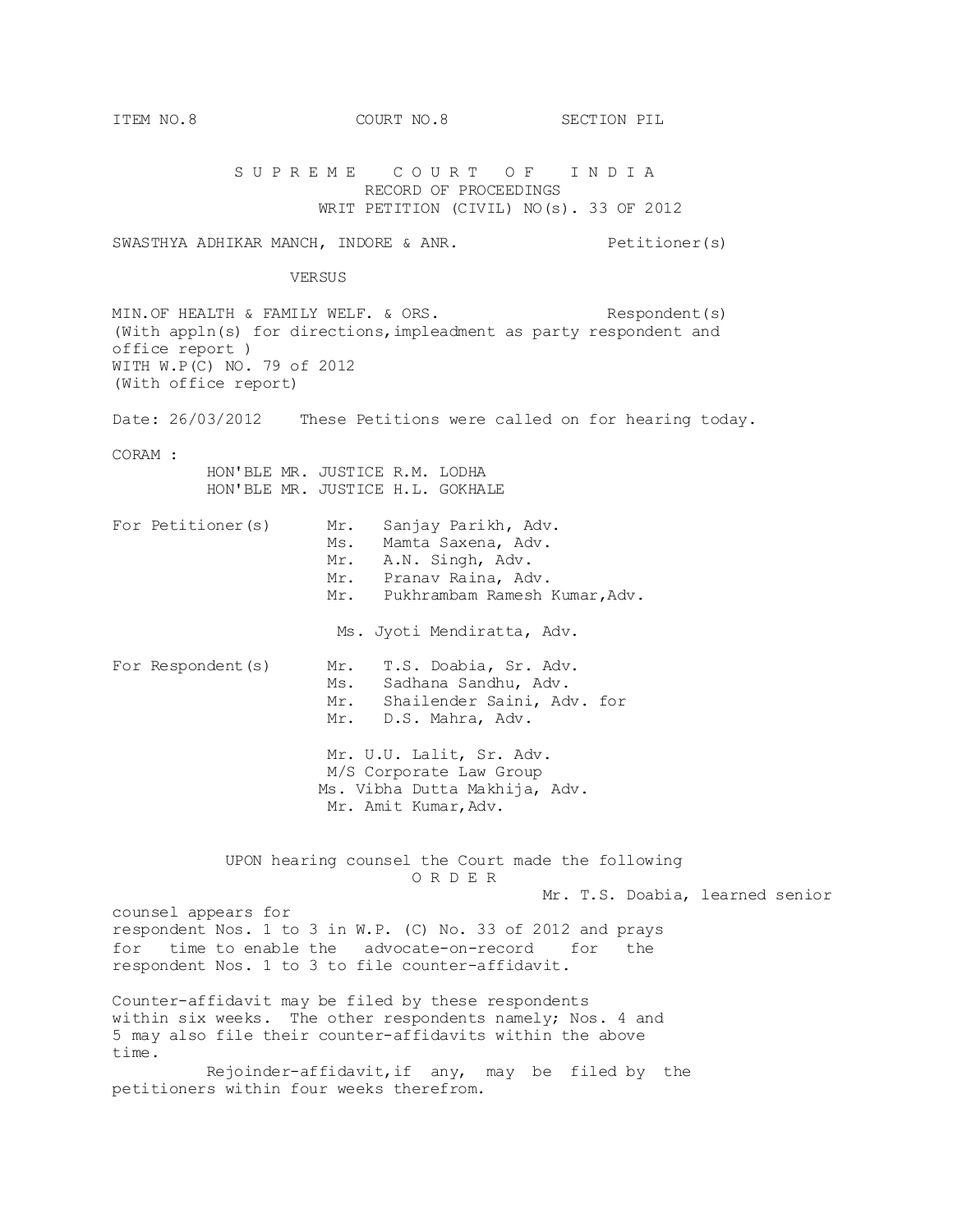ITEM NO.8 COURT NO.8 SECTION PIL

# S U P R E M E C O U R T O F I N D I A

RECORD OF PROCEEDINGS

WRIT PETITION (CIVIL) NO(s). 33 OF 2012

SWASTHYA ADHIKAR MANCH, INDORE & ANR. Petitioner(s)

VERSUS

MIN.OF HEALTH & FAMILY WELF. & ORS. Respondent(s)

(With appln(s) for directions,impleadment as party respondent and office report )

WITH W.P(C) NO. 79 of 2012

(With office report)

Date: 26/03/2012 These Petitions were called on for hearing today.

CORAM :

HON'BLE MR. JUSTICE R.M. LODHA

HON'BLE MR. JUSTICE H.L. GOKHALE

For Petitioner(s)

Mr. Sanjay Parikh, Adv.
Ms. Mamta Saxena, Adv.
Mr. A.N. Singh, Adv.
Mr. Pranav Raina, Adv.
Mr. Pukhrambam Ramesh Kumar,Adv.

Ms. Jyoti Mendiratta, Adv.

For Respondent(s)

Mr. T.S. Doabia, Sr. Adv.
Ms. Sadhana Sandhu, Adv.
Mr. Shailender Saini, Adv. for
Mr. D.S. Mahra, Adv.

Mr. U.U. Lalit, Sr. Adv.
M/S Corporate Law Group
Ms. Vibha Dutta Makhija, Adv.
Mr. Amit Kumar,Adv.

UPON hearing counsel the Court made the following

O R D E R

Mr. T.S. Doabia, learned senior counsel appears for respondent Nos. 1 to 3 in W.P. (C) No. 33 of 2012 and prays for time to enable the advocate-on-record for the respondent Nos. 1 to 3 to file counter-affidavit.

Counter-affidavit may be filed by these respondents within six weeks. The other respondents namely; Nos. 4 and 5 may also file their counter-affidavits within the above time.

Rejoinder-affidavit,if any, may be filed by the petitioners within four weeks therefrom.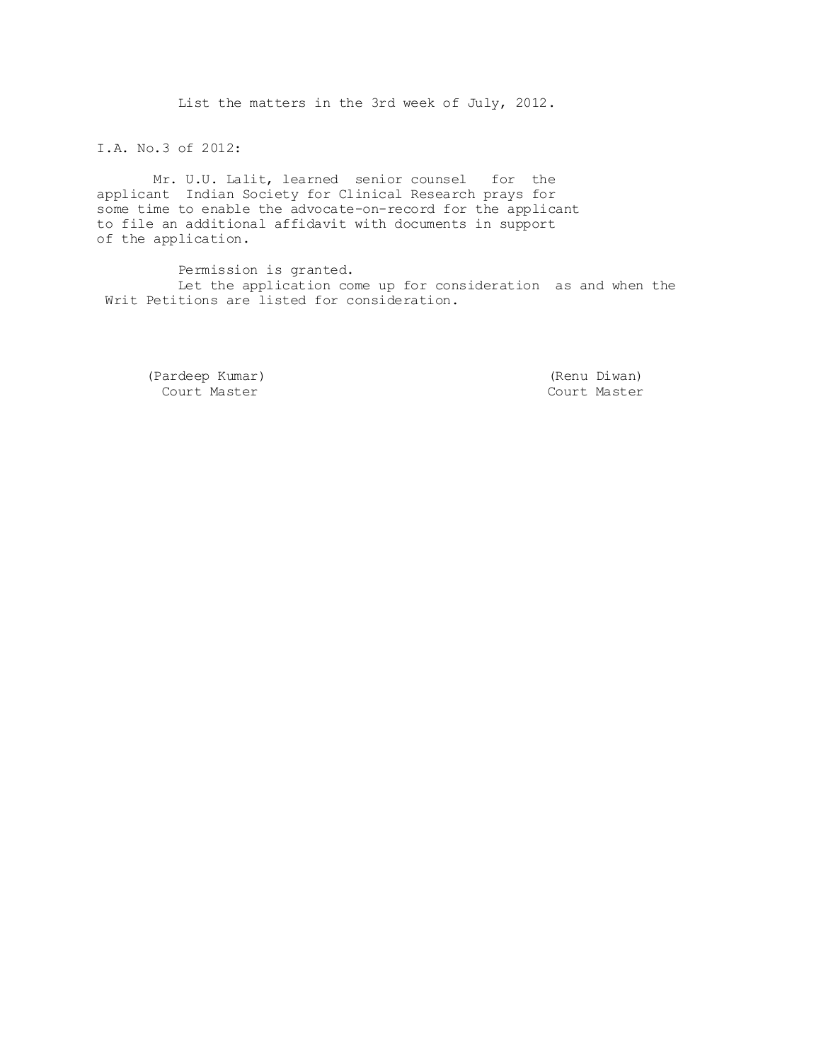List the matters in the 3rd week of July, 2012.

I.A. No.3 of 2012:

Mr. U.U. Lalit, learned senior counsel for the applicant Indian Society for Clinical Research prays for some time to enable the advocate-on-record for the applicant to file an additional affidavit with documents in support of the application.

Permission is granted.

Let the application come up for consideration as and when the Writ Petitions are listed for consideration.

| | |
|---|---|
| (Pardeep Kumar) | (Renu Diwan) |
| Court Master | Court Master |